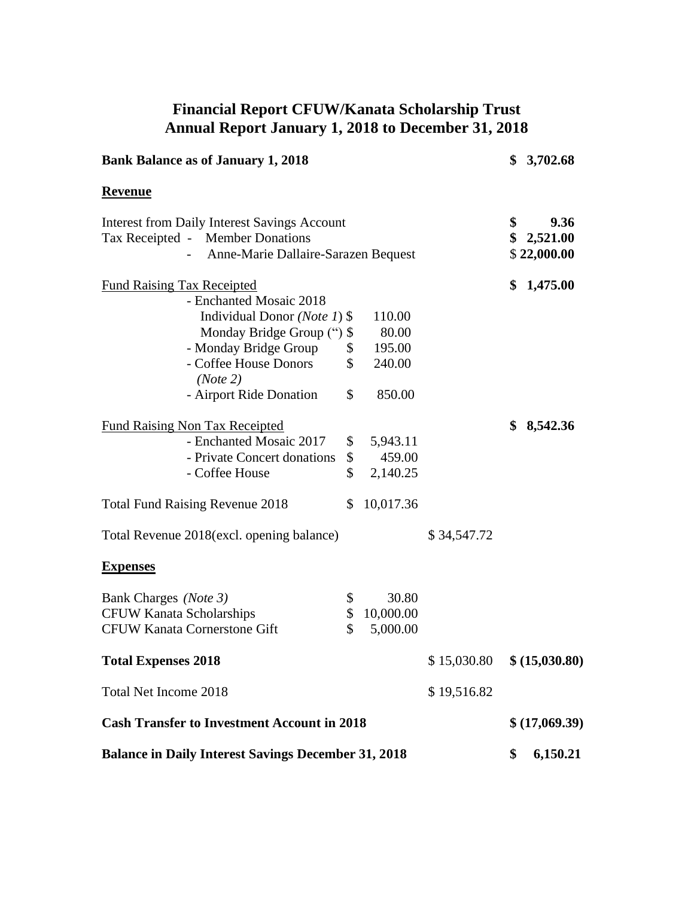# Financial Report CFUW/Kanata Scholarship Trust
## Annual Report January 1, 2018 to December 31, 2018

| | | | |
|---|---|---|---|
| **Bank Balance as of January 1, 2018** | | | **$ 3,702.68** |
| **Revenue** | | | |
| Interest from Daily Interest Savings Account | | | **$ 9.36** |
| Tax Receipted - Member Donations | | | **$ 2,521.00** |
| - Anne-Marie Dallaire-Sarazen Bequest | | | **$ 22,000.00** |
| Fund Raising Tax Receipted | | | **$ 1,475.00** |
| - Enchanted Mosaic 2018 | | | |
| Individual Donor *(Note 1)* | $ 110.00 | | |
| Monday Bridge Group (") | $ 80.00 | | |
| - Monday Bridge Group | $ 195.00 | | |
| - Coffee House Donors *(Note 2)* | $ 240.00 | | |
| - Airport Ride Donation | $ 850.00 | | |
| Fund Raising Non Tax Receipted | | | **$ 8,542.36** |
| - Enchanted Mosaic 2017 | $ 5,943.11 | | |
| - Private Concert donations | $ 459.00 | | |
| - Coffee House | $ 2,140.25 | | |
| Total Fund Raising Revenue 2018 | $ 10,017.36 | | |
| Total Revenue 2018(excl. opening balance) | | $ 34,547.72 | |
| **Expenses** | | | |
| Bank Charges *(Note 3)* | $ 30.80 | | |
| CFUW Kanata Scholarships | $ 10,000.00 | | |
| CFUW Kanata Cornerstone Gift | $ 5,000.00 | | |
| **Total Expenses 2018** | | $ 15,030.80 | **$ (15,030.80)** |
| Total Net Income 2018 | | $ 19,516.82 | |
| **Cash Transfer to Investment Account in 2018** | | | **$ (17,069.39)** |
| **Balance in Daily Interest Savings December 31, 2018** | | | **$ 6,150.21** |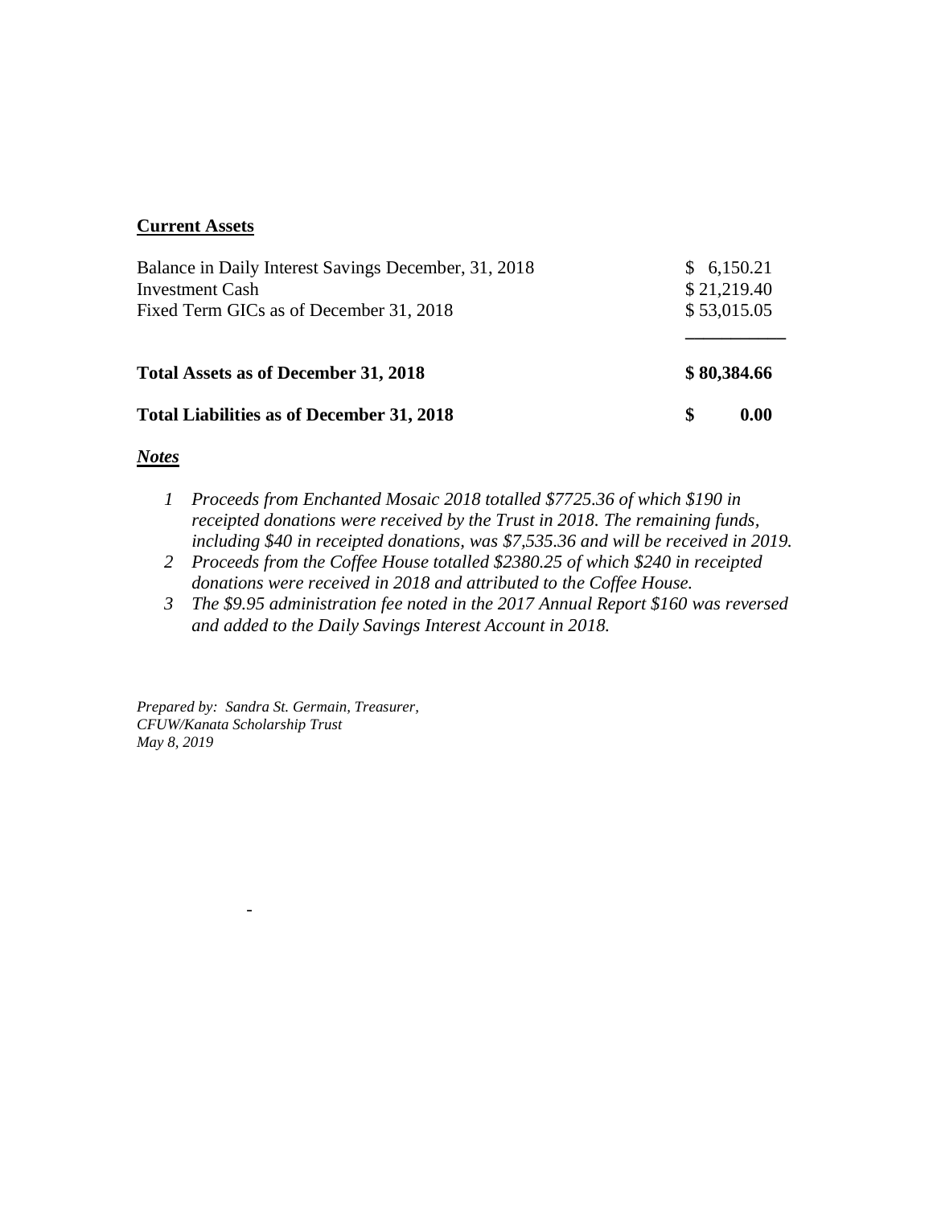**Current Assets**

| | |
|---|---|
| Balance in Daily Interest Savings December, 31, 2018 | $ 6,150.21 |
| Investment Cash | $ 21,219.40 |
| Fixed Term GICs as of December 31, 2018 | $ 53,015.05 |
| **Total Assets as of December 31, 2018** | **$ 80,384.66** |
| **Total Liabilities as of December 31, 2018** | **$ 0.00** |

***Notes***

1. *Proceeds from Enchanted Mosaic 2018 totalled $7725.36 of which $190 in receipted donations were received by the Trust in 2018. The remaining funds, including $40 in receipted donations, was $7,535.36 and will be received in 2019.*
2. *Proceeds from the Coffee House totalled $2380.25 of which $240 in receipted donations were received in 2018 and attributed to the Coffee House.*
3. *The $9.95 administration fee noted in the 2017 Annual Report $160 was reversed and added to the Daily Savings Interest Account in 2018.*

*Prepared by: Sandra St. Germain, Treasurer,*
*CFUW/Kanata Scholarship Trust*
*May 8, 2019*

-